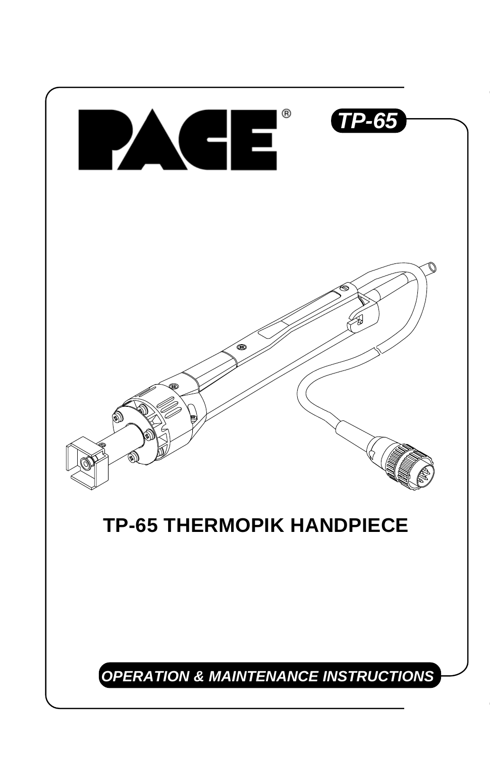PACE®

*TP-65*

# TP-65 THERMOPIK HANDPIECE

***OPERATION & MAINTENANCE INSTRUCTIONS***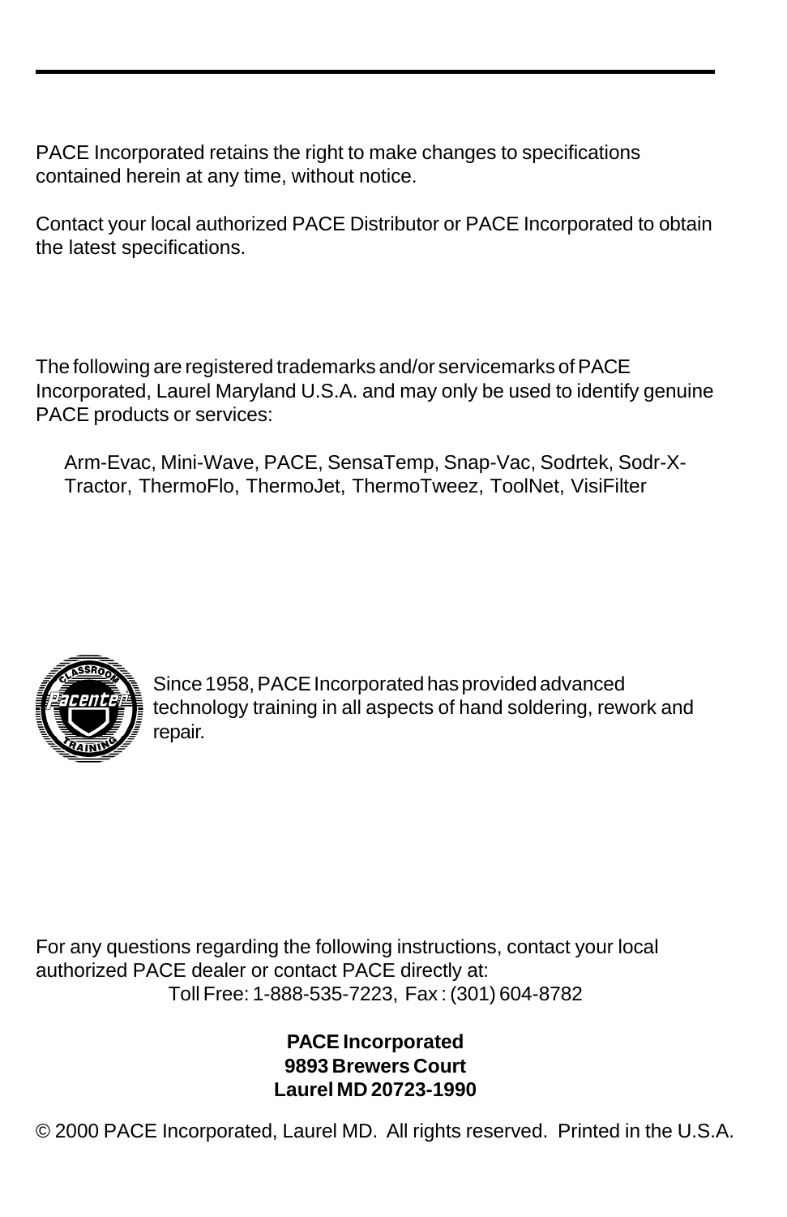PACE Incorporated retains the right to make changes to specifications contained herein at any time, without notice.

Contact your local authorized PACE Distributor or PACE Incorporated to obtain the latest specifications.

The following are registered trademarks and/or servicemarks of PACE Incorporated, Laurel Maryland U.S.A. and may only be used to identify genuine PACE products or services:

Arm-Evac, Mini-Wave, PACE, SensaTemp, Snap-Vac, Sodrtek, Sodr-X-Tractor, ThermoFlo, ThermoJet, ThermoTweez, ToolNet, VisiFilter

Since 1958, PACE Incorporated has provided advanced technology training in all aspects of hand soldering, rework and repair.

For any questions regarding the following instructions, contact your local authorized PACE dealer or contact PACE directly at:

Toll Free: 1-888-535-7223, Fax : (301) 604-8782

**PACE Incorporated**
**9893 Brewers Court**
**Laurel MD 20723-1990**

© 2000 PACE Incorporated, Laurel MD. All rights reserved. Printed in the U.S.A.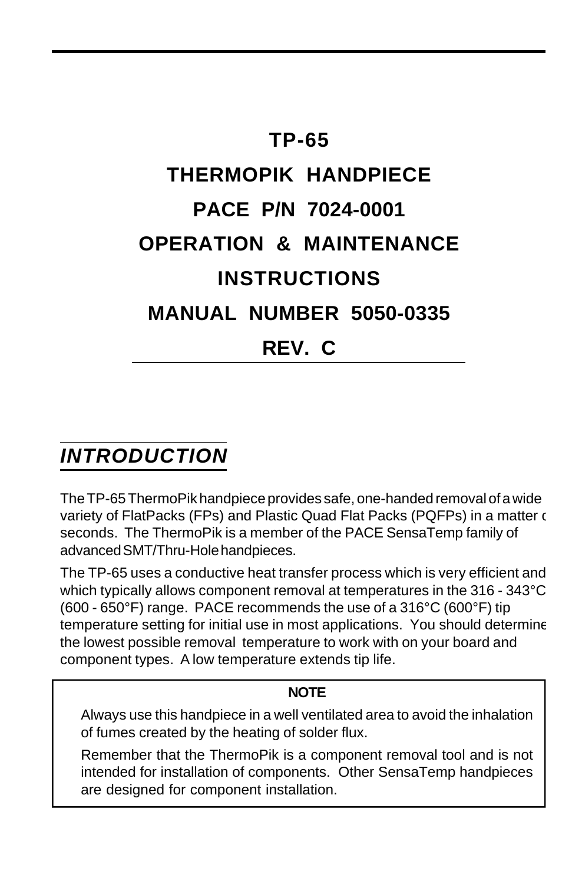# TP-65

# THERMOPIK HANDPIECE

# PACE P/N 7024-0001

# OPERATION & MAINTENANCE

# INSTRUCTIONS

# MANUAL NUMBER 5050-0335

# REV. C

## *INTRODUCTION*

The TP-65 ThermoPik handpiece provides safe, one-handed removal of a wide variety of FlatPacks (FPs) and Plastic Quad Flat Packs (PQFPs) in a matter of seconds. The ThermoPik is a member of the PACE SensaTemp family of advanced SMT/Thru-Hole handpieces.

The TP-65 uses a conductive heat transfer process which is very efficient and which typically allows component removal at temperatures in the 316 - 343°C (600 - 650°F) range. PACE recommends the use of a 316°C (600°F) tip temperature setting for initial use in most applications. You should determine the lowest possible removal temperature to work with on your board and component types. A low temperature extends tip life.

> **NOTE**
>
> Always use this handpiece in a well ventilated area to avoid the inhalation of fumes created by the heating of solder flux.
>
> Remember that the ThermoPik is a component removal tool and is not intended for installation of components. Other SensaTemp handpieces are designed for component installation.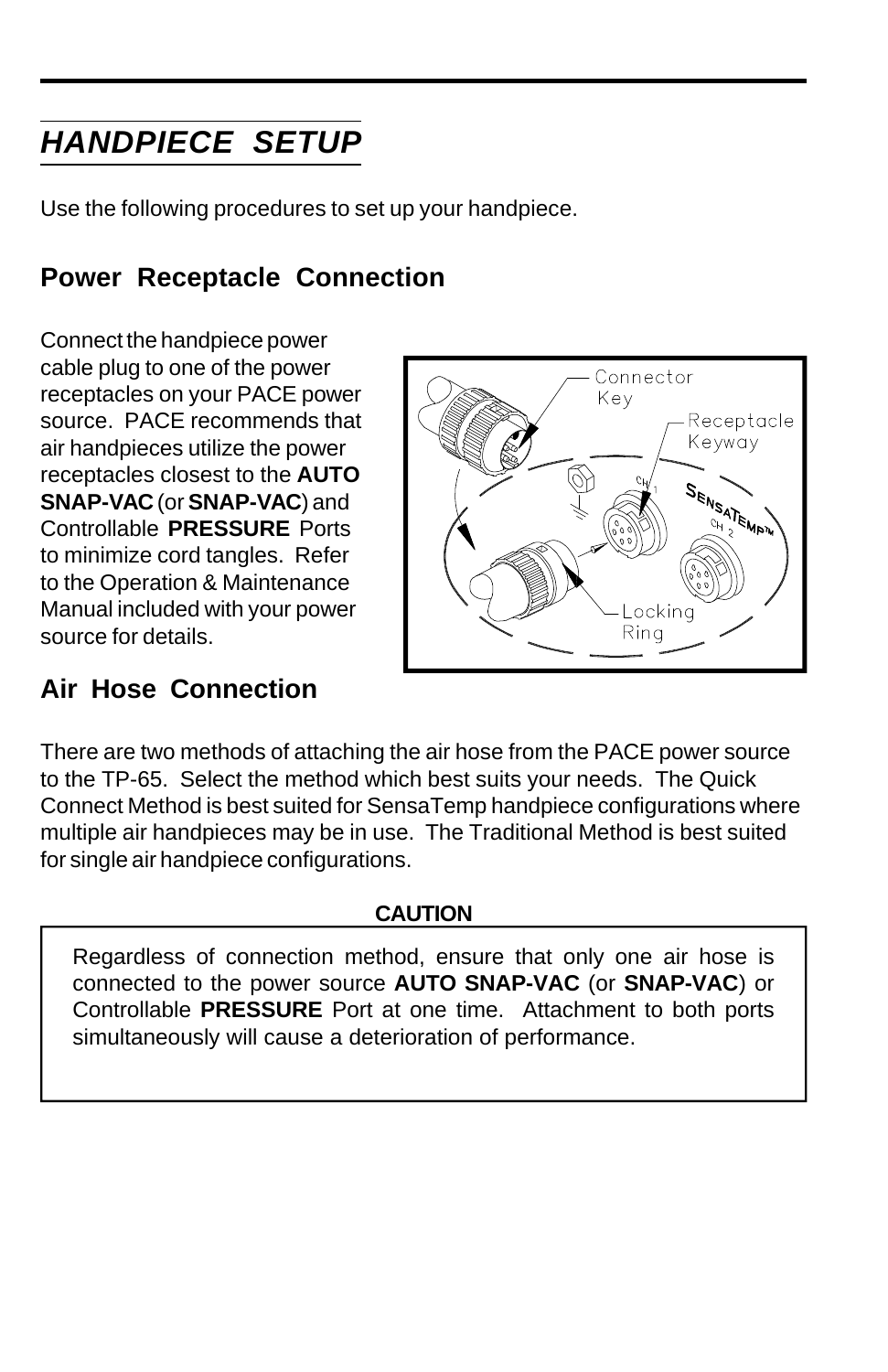## *HANDPIECE SETUP*

Use the following procedures to set up your handpiece.

### Power Receptacle Connection

Connect the handpiece power cable plug to one of the power receptacles on your PACE power source. PACE recommends that air handpieces utilize the power receptacles closest to the **AUTO SNAP-VAC** (or **SNAP-VAC**) and Controllable **PRESSURE** Ports to minimize cord tangles. Refer to the Operation & Maintenance Manual included with your power source for details.

### Air Hose Connection

There are two methods of attaching the air hose from the PACE power source to the TP-65. Select the method which best suits your needs. The Quick Connect Method is best suited for SensaTemp handpiece configurations where multiple air handpieces may be in use. The Traditional Method is best suited for single air handpiece configurations.

**CAUTION**

Regardless of connection method, ensure that only one air hose is connected to the power source **AUTO SNAP-VAC** (or **SNAP-VAC**) or Controllable **PRESSURE** Port at one time. Attachment to both ports simultaneously will cause a deterioration of performance.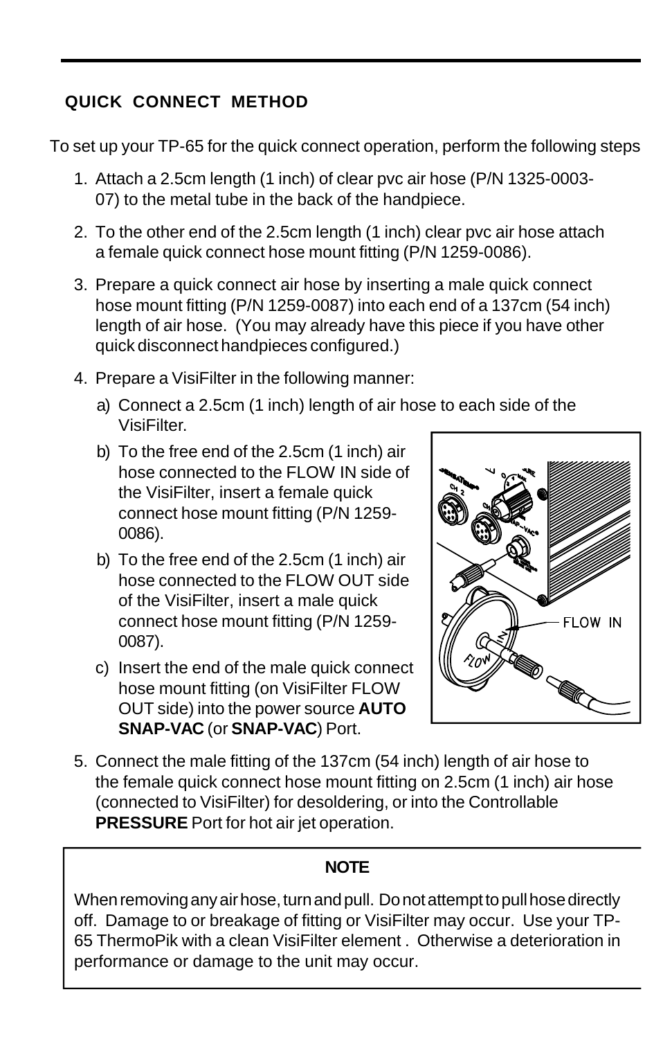## QUICK CONNECT METHOD

To set up your TP-65 for the quick connect operation, perform the following steps

1. Attach a 2.5cm length (1 inch) of clear pvc air hose (P/N 1325-0003-07) to the metal tube in the back of the handpiece.
2. To the other end of the 2.5cm length (1 inch) clear pvc air hose attach a female quick connect hose mount fitting (P/N 1259-0086).
3. Prepare a quick connect air hose by inserting a male quick connect hose mount fitting (P/N 1259-0087) into each end of a 137cm (54 inch) length of air hose. (You may already have this piece if you have other quick disconnect handpieces configured.)
4. Prepare a VisiFilter in the following manner:
   a) Connect a 2.5cm (1 inch) length of air hose to each side of the VisiFilter.
   b) To the free end of the 2.5cm (1 inch) air hose connected to the FLOW IN side of the VisiFilter, insert a female quick connect hose mount fitting (P/N 1259-0086).
   b) To the free end of the 2.5cm (1 inch) air hose connected to the FLOW OUT side of the VisiFilter, insert a male quick connect hose mount fitting (P/N 1259-0087).
   c) Insert the end of the male quick connect hose mount fitting (on VisiFilter FLOW OUT side) into the power source **AUTO SNAP-VAC** (or **SNAP-VAC**) Port.
5. Connect the male fitting of the 137cm (54 inch) length of air hose to the female quick connect hose mount fitting on 2.5cm (1 inch) air hose (connected to VisiFilter) for desoldering, or into the Controllable **PRESSURE** Port for hot air jet operation.

FLOW IN

**NOTE**

When removing any air hose, turn and pull. Do not attempt to pull hose directly off. Damage to or breakage of fitting or VisiFilter may occur. Use your TP-65 ThermoPik with a clean VisiFilter element . Otherwise a deterioration in performance or damage to the unit may occur.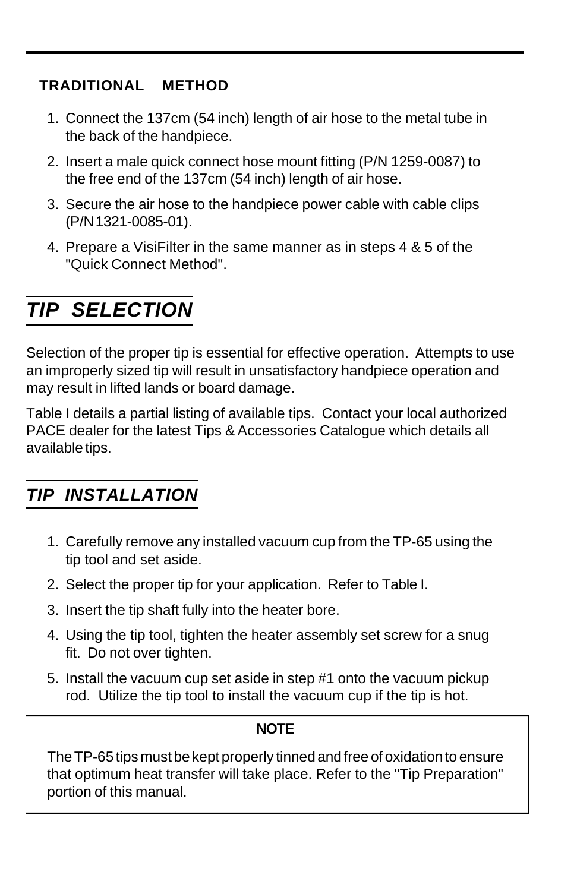### TRADITIONAL METHOD

1. Connect the 137cm (54 inch) length of air hose to the metal tube in the back of the handpiece.
2. Insert a male quick connect hose mount fitting (P/N 1259-0087) to the free end of the 137cm (54 inch) length of air hose.
3. Secure the air hose to the handpiece power cable with cable clips (P/N 1321-0085-01).
4. Prepare a VisiFilter in the same manner as in steps 4 & 5 of the "Quick Connect Method".

## *TIP SELECTION*

Selection of the proper tip is essential for effective operation. Attempts to use an improperly sized tip will result in unsatisfactory handpiece operation and may result in lifted lands or board damage.

Table I details a partial listing of available tips. Contact your local authorized PACE dealer for the latest Tips & Accessories Catalogue which details all available tips.

## *TIP INSTALLATION*

1. Carefully remove any installed vacuum cup from the TP-65 using the tip tool and set aside.
2. Select the proper tip for your application. Refer to Table I.
3. Insert the tip shaft fully into the heater bore.
4. Using the tip tool, tighten the heater assembly set screw for a snug fit. Do not over tighten.
5. Install the vacuum cup set aside in step #1 onto the vacuum pickup rod. Utilize the tip tool to install the vacuum cup if the tip is hot.

**NOTE**

The TP-65 tips must be kept properly tinned and free of oxidation to ensure that optimum heat transfer will take place. Refer to the "Tip Preparation" portion of this manual.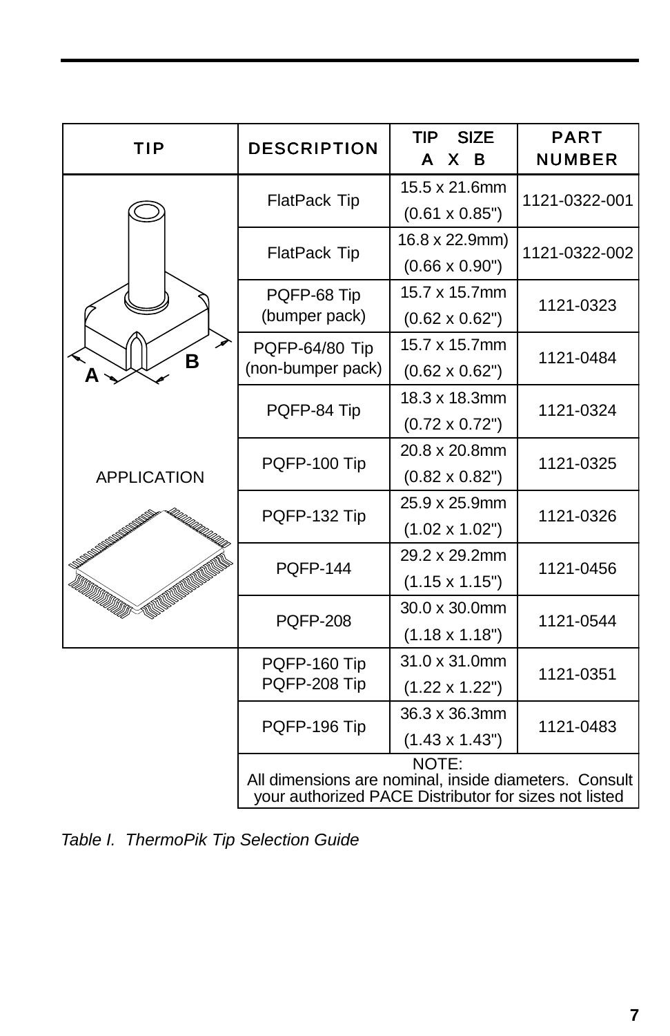| TIP | DESCRIPTION | TIP SIZE A X B | PART NUMBER |
|---|---|---|---|
| A B | FlatPack Tip | 15.5 x 21.6mm (0.61 x 0.85") | 1121-0322-001 |
| | FlatPack Tip | 16.8 x 22.9mm) (0.66 x 0.90") | 1121-0322-002 |
| | PQFP-68 Tip (bumper pack) | 15.7 x 15.7mm (0.62 x 0.62") | 1121-0323 |
| | PQFP-64/80 Tip (non-bumper pack) | 15.7 x 15.7mm (0.62 x 0.62") | 1121-0484 |
| | PQFP-84 Tip | 18.3 x 18.3mm (0.72 x 0.72") | 1121-0324 |
| APPLICATION | PQFP-100 Tip | 20.8 x 20.8mm (0.82 x 0.82") | 1121-0325 |
| | PQFP-132 Tip | 25.9 x 25.9mm (1.02 x 1.02") | 1121-0326 |
| | PQFP-144 | 29.2 x 29.2mm (1.15 x 1.15") | 1121-0456 |
| | PQFP-208 | 30.0 x 30.0mm (1.18 x 1.18") | 1121-0544 |
| | PQFP-160 Tip PQFP-208 Tip | 31.0 x 31.0mm (1.22 x 1.22") | 1121-0351 |
| | PQFP-196 Tip | 36.3 x 36.3mm (1.43 x 1.43") | 1121-0483 |
| | NOTE: All dimensions are nominal, inside diameters. Consult your authorized PACE Distributor for sizes not listed | | |

*Table I. ThermoPik Tip Selection Guide*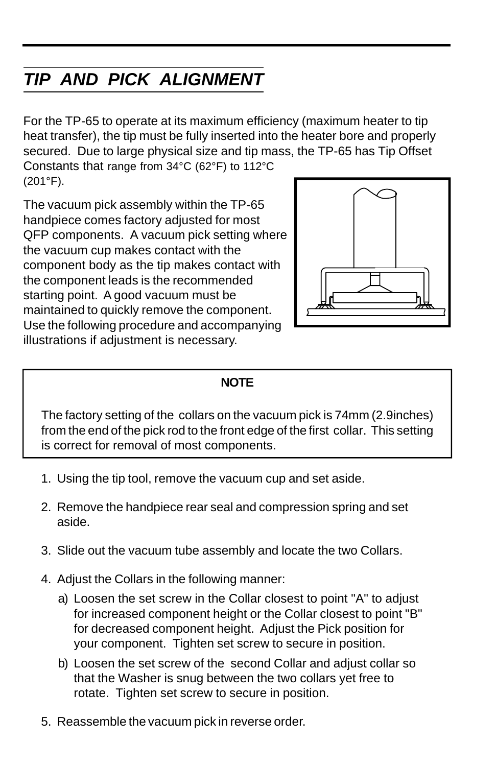# *TIP AND PICK ALIGNMENT*

For the TP-65 to operate at its maximum efficiency (maximum heater to tip heat transfer), the tip must be fully inserted into the heater bore and properly secured. Due to large physical size and tip mass, the TP-65 has Tip Offset Constants that range from 34°C (62°F) to 112°C (201°F).

The vacuum pick assembly within the TP-65 handpiece comes factory adjusted for most QFP components. A vacuum pick setting where the vacuum cup makes contact with the component body as the tip makes contact with the component leads is the recommended starting point. A good vacuum must be maintained to quickly remove the component. Use the following procedure and accompanying illustrations if adjustment is necessary.

> **NOTE**
>
> The factory setting of the collars on the vacuum pick is 74mm (2.9inches) from the end of the pick rod to the front edge of the first collar. This setting is correct for removal of most components.

1. Using the tip tool, remove the vacuum cup and set aside.
2. Remove the handpiece rear seal and compression spring and set aside.
3. Slide out the vacuum tube assembly and locate the two Collars.
4. Adjust the Collars in the following manner:
   a) Loosen the set screw in the Collar closest to point "A" to adjust for increased component height or the Collar closest to point "B" for decreased component height. Adjust the Pick position for your component. Tighten set screw to secure in position.
   b) Loosen the set screw of the second Collar and adjust collar so that the Washer is snug between the two collars yet free to rotate. Tighten set screw to secure in position.
5. Reassemble the vacuum pick in reverse order.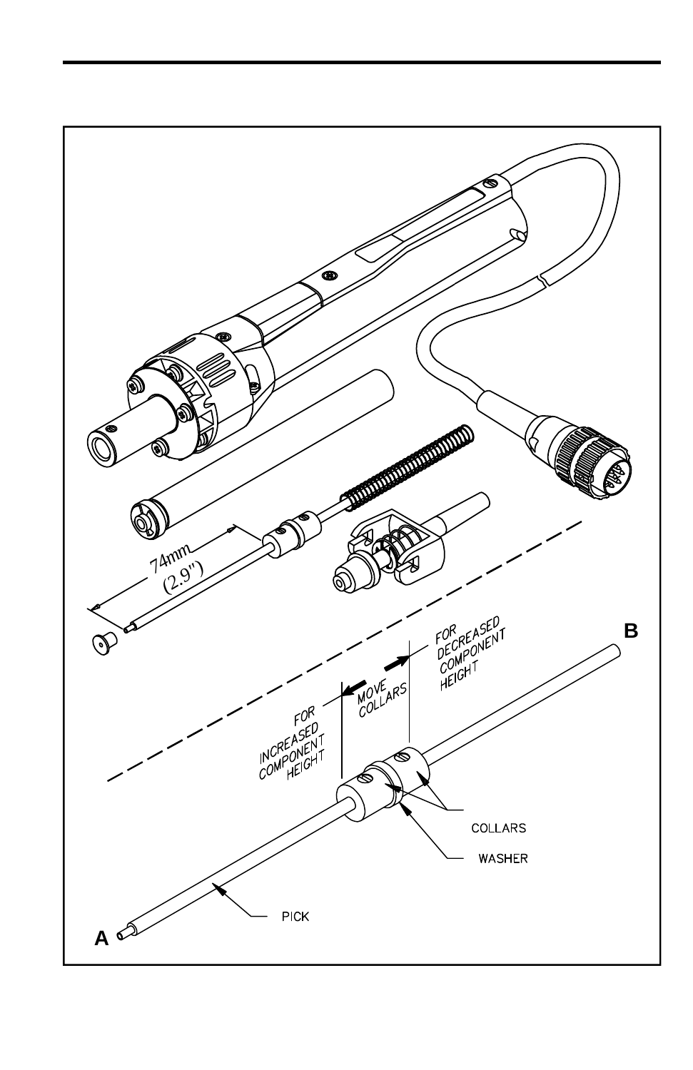74mm
(2.9")

A

B

FOR INCREASED COMPONENT HEIGHT

MOVE COLLARS

FOR DECREASED COMPONENT HEIGHT

COLLARS

WASHER

PICK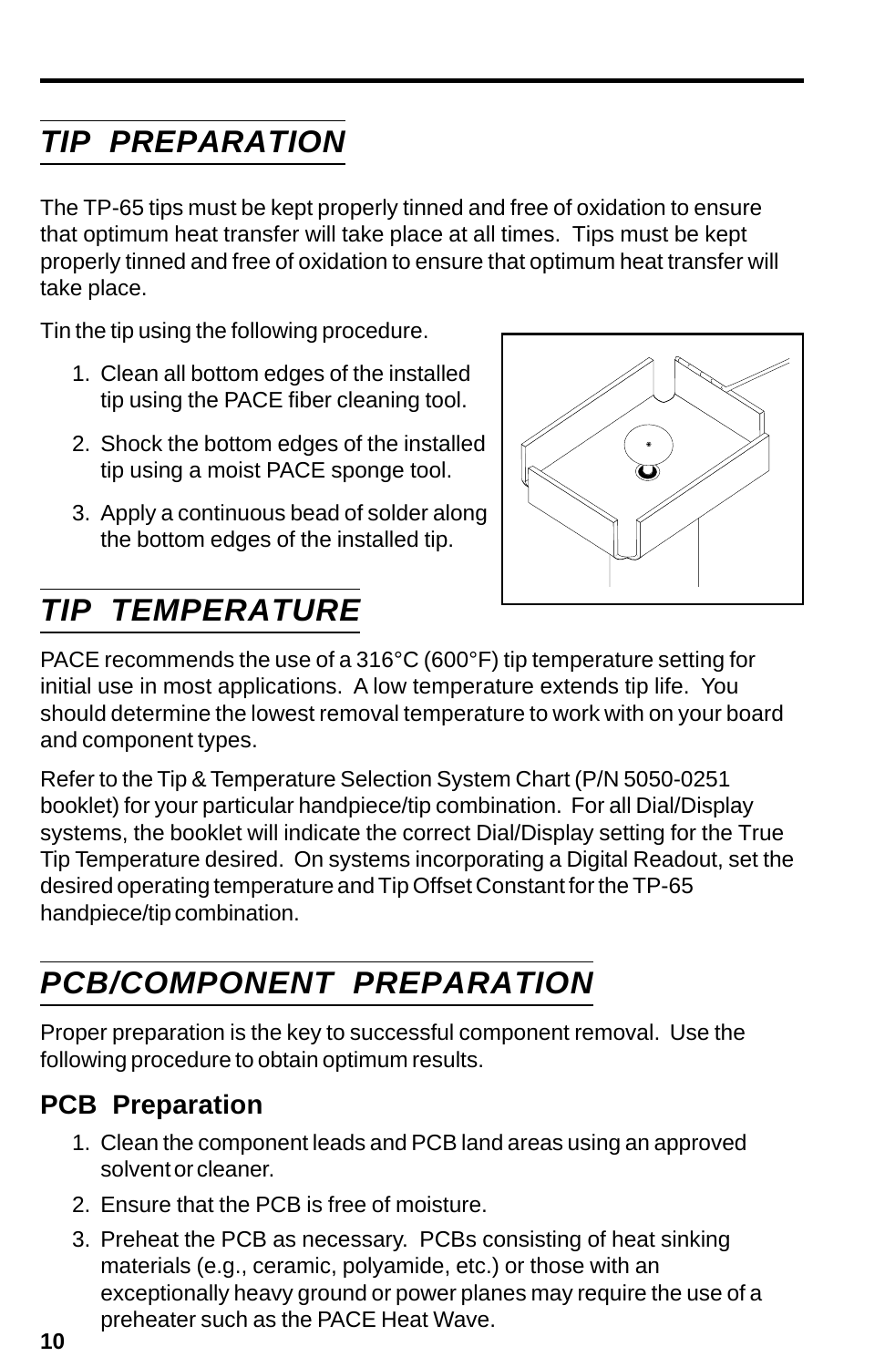## *TIP PREPARATION*

The TP-65 tips must be kept properly tinned and free of oxidation to ensure that optimum heat transfer will take place at all times. Tips must be kept properly tinned and free of oxidation to ensure that optimum heat transfer will take place.

Tin the tip using the following procedure.

1. Clean all bottom edges of the installed tip using the PACE fiber cleaning tool.
2. Shock the bottom edges of the installed tip using a moist PACE sponge tool.
3. Apply a continuous bead of solder along the bottom edges of the installed tip.

## *TIP TEMPERATURE*

PACE recommends the use of a 316°C (600°F) tip temperature setting for initial use in most applications. A low temperature extends tip life. You should determine the lowest removal temperature to work with on your board and component types.

Refer to the Tip & Temperature Selection System Chart (P/N 5050-0251 booklet) for your particular handpiece/tip combination. For all Dial/Display systems, the booklet will indicate the correct Dial/Display setting for the True Tip Temperature desired. On systems incorporating a Digital Readout, set the desired operating temperature and Tip Offset Constant for the TP-65 handpiece/tip combination.

## *PCB/COMPONENT PREPARATION*

Proper preparation is the key to successful component removal. Use the following procedure to obtain optimum results.

### PCB Preparation

1. Clean the component leads and PCB land areas using an approved solvent or cleaner.
2. Ensure that the PCB is free of moisture.
3. Preheat the PCB as necessary. PCBs consisting of heat sinking materials (e.g., ceramic, polyamide, etc.) or those with an exceptionally heavy ground or power planes may require the use of a preheater such as the PACE Heat Wave.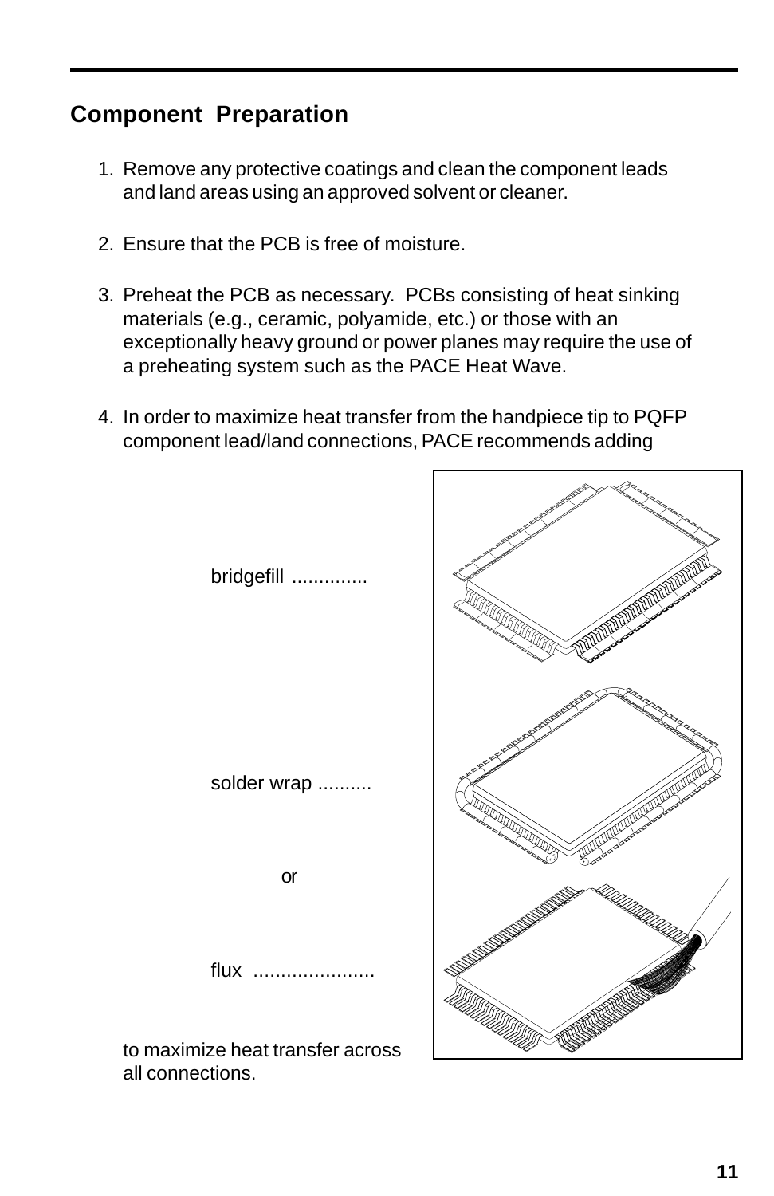## Component Preparation

1. Remove any protective coatings and clean the component leads and land areas using an approved solvent or cleaner.

2. Ensure that the PCB is free of moisture.

3. Preheat the PCB as necessary. PCBs consisting of heat sinking materials (e.g., ceramic, polyamide, etc.) or those with an exceptionally heavy ground or power planes may require the use of a preheating system such as the PACE Heat Wave.

4. In order to maximize heat transfer from the handpiece tip to PQFP component lead/land connections, PACE recommends adding

   bridgefill .............

   solder wrap ..........

   or

   flux ......................

   to maximize heat transfer across all connections.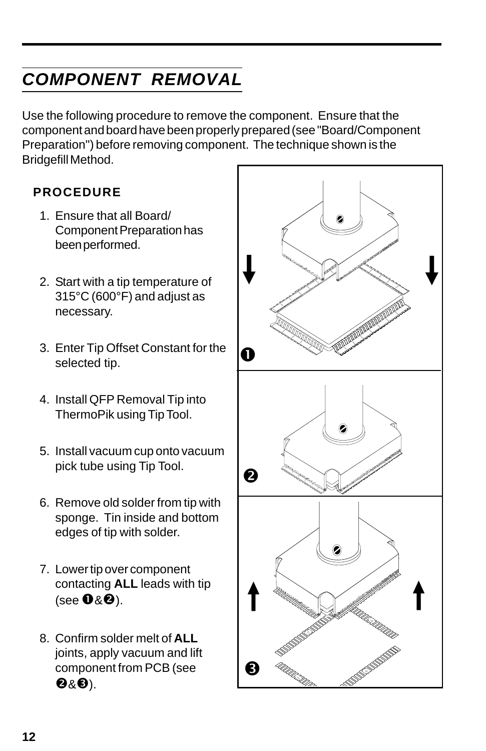## *COMPONENT REMOVAL*

Use the following procedure to remove the component. Ensure that the component and board have been properly prepared (see "Board/Component Preparation") before removing component. The technique shown is the Bridgefill Method.

### PROCEDURE

1. Ensure that all Board/ Component Preparation has been performed.
2. Start with a tip temperature of 315°C (600°F) and adjust as necessary.
3. Enter Tip Offset Constant for the selected tip.
4. Install QFP Removal Tip into ThermoPik using Tip Tool.
5. Install vacuum cup onto vacuum pick tube using Tip Tool.
6. Remove old solder from tip with sponge. Tin inside and bottom edges of tip with solder.
7. Lower tip over component contacting **ALL** leads with tip (see ❶&❷).
8. Confirm solder melt of **ALL** joints, apply vacuum and lift component from PCB (see ❷&❸).

❶

❷

❸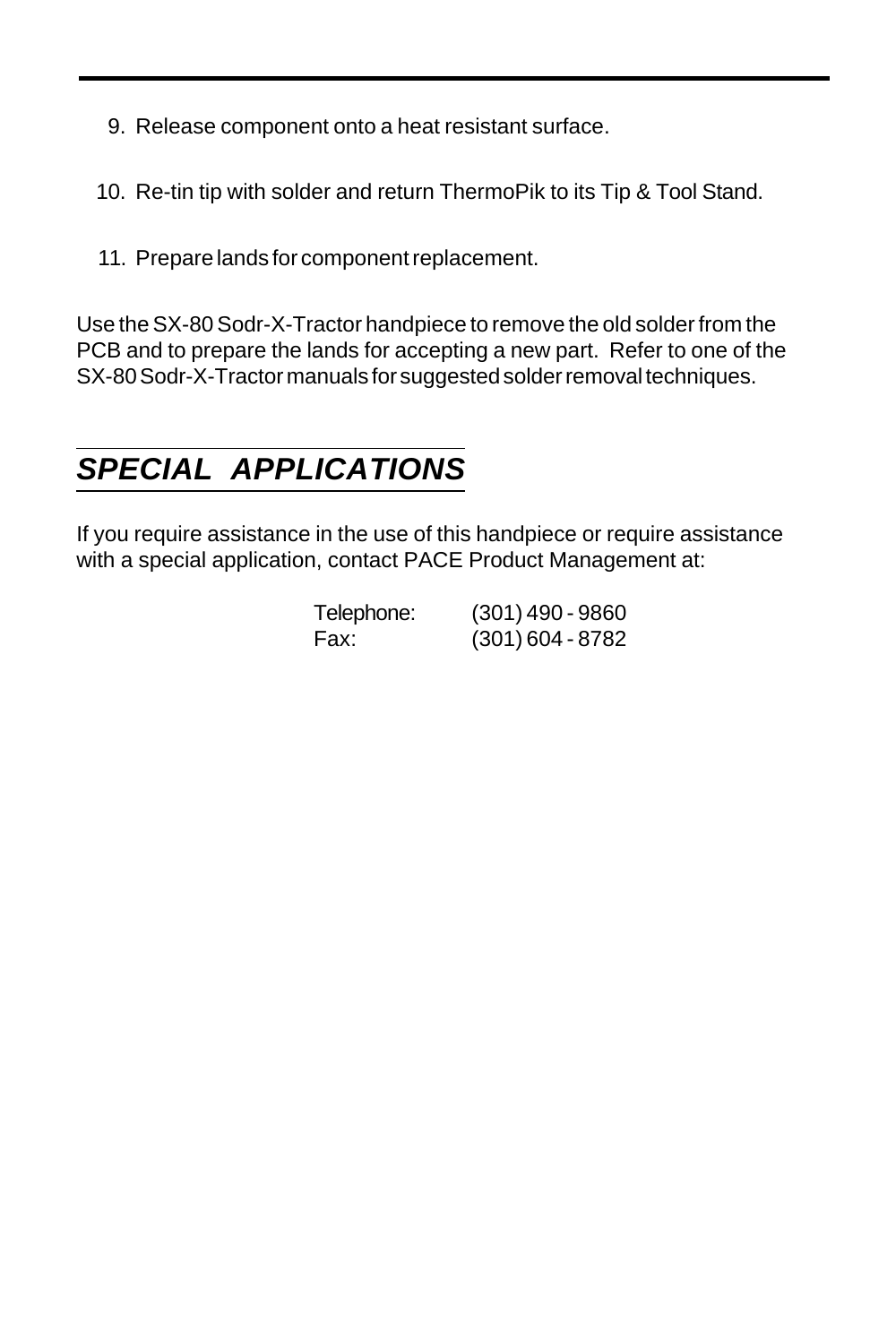9. Release component onto a heat resistant surface.

10. Re-tin tip with solder and return ThermoPik to its Tip & Tool Stand.

11. Prepare lands for component replacement.

Use the SX-80 Sodr-X-Tractor handpiece to remove the old solder from the PCB and to prepare the lands for accepting a new part. Refer to one of the SX-80 Sodr-X-Tractor manuals for suggested solder removal techniques.

## *SPECIAL APPLICATIONS*

If you require assistance in the use of this handpiece or require assistance with a special application, contact PACE Product Management at:

| | |
|---|---|
| Telephone: | (301) 490 - 9860 |
| Fax: | (301) 604 - 8782 |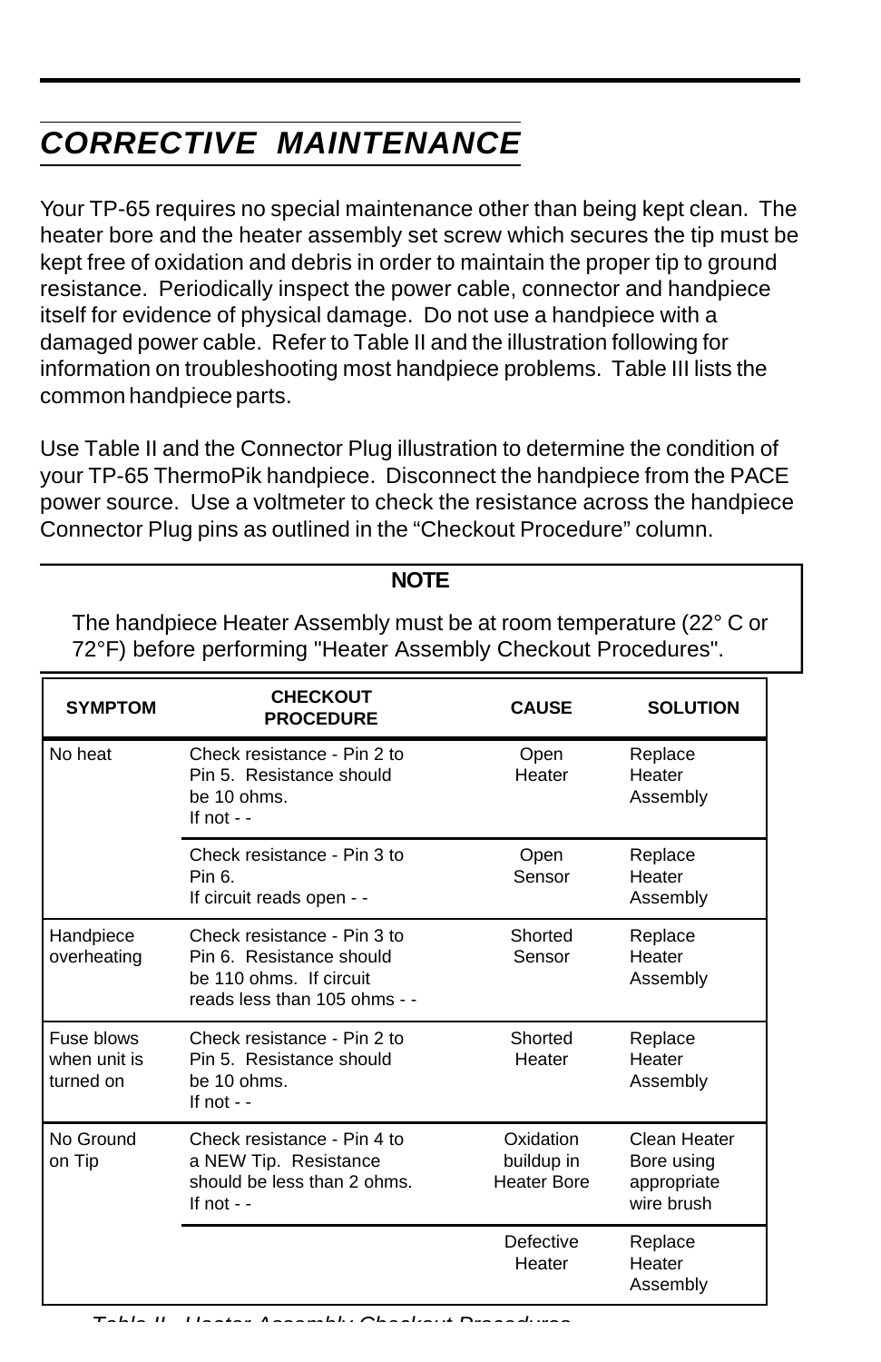# CORRECTIVE MAINTENANCE

Your TP-65 requires no special maintenance other than being kept clean. The heater bore and the heater assembly set screw which secures the tip must be kept free of oxidation and debris in order to maintain the proper tip to ground resistance. Periodically inspect the power cable, connector and handpiece itself for evidence of physical damage. Do not use a handpiece with a damaged power cable. Refer to Table II and the illustration following for information on troubleshooting most handpiece problems. Table III lists the common handpiece parts.

Use Table II and the Connector Plug illustration to determine the condition of your TP-65 ThermoPik handpiece. Disconnect the handpiece from the PACE power source. Use a voltmeter to check the resistance across the handpiece Connector Plug pins as outlined in the "Checkout Procedure" column.

**NOTE**

The handpiece Heater Assembly must be at room temperature (22° C or 72°F) before performing "Heater Assembly Checkout Procedures".

| SYMPTOM | CHECKOUT PROCEDURE | CAUSE | SOLUTION |
|---|---|---|---|
| No heat | Check resistance - Pin 2 to Pin 5. Resistance should be 10 ohms. If not - - | Open Heater | Replace Heater Assembly |
| | Check resistance - Pin 3 to Pin 6. If circuit reads open - - | Open Sensor | Replace Heater Assembly |
| Handpiece overheating | Check resistance - Pin 3 to Pin 6. Resistance should be 110 ohms. If circuit reads less than 105 ohms - - | Shorted Sensor | Replace Heater Assembly |
| Fuse blows when unit is turned on | Check resistance - Pin 2 to Pin 5. Resistance should be 10 ohms. If not - - | Shorted Heater | Replace Heater Assembly |
| No Ground on Tip | Check resistance - Pin 4 to a NEW Tip. Resistance should be less than 2 ohms. If not - - | Oxidation buildup in Heater Bore | Clean Heater Bore using appropriate wire brush |
| | | Defective Heater | Replace Heater Assembly |

*Table II - Heater Assembly Checkout Procedures*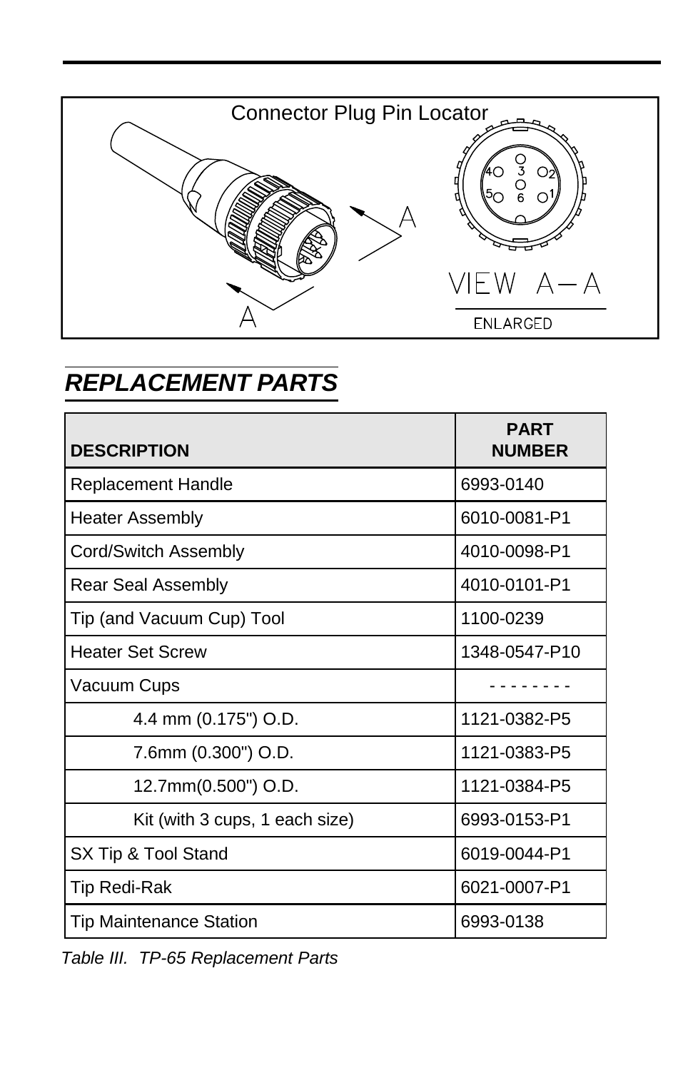Connector Plug Pin Locator

VIEW A—A

ENLARGED

## *REPLACEMENT PARTS*

| DESCRIPTION | PART NUMBER |
|---|---|
| Replacement Handle | 6993-0140 |
| Heater Assembly | 6010-0081-P1 |
| Cord/Switch Assembly | 4010-0098-P1 |
| Rear Seal Assembly | 4010-0101-P1 |
| Tip (and Vacuum Cup) Tool | 1100-0239 |
| Heater Set Screw | 1348-0547-P10 |
| Vacuum Cups | - - - - - - - - |
| 4.4 mm (0.175") O.D. | 1121-0382-P5 |
| 7.6mm (0.300") O.D. | 1121-0383-P5 |
| 12.7mm(0.500") O.D. | 1121-0384-P5 |
| Kit (with 3 cups, 1 each size) | 6993-0153-P1 |
| SX Tip & Tool Stand | 6019-0044-P1 |
| Tip Redi-Rak | 6021-0007-P1 |
| Tip Maintenance Station | 6993-0138 |

*Table III. TP-65 Replacement Parts*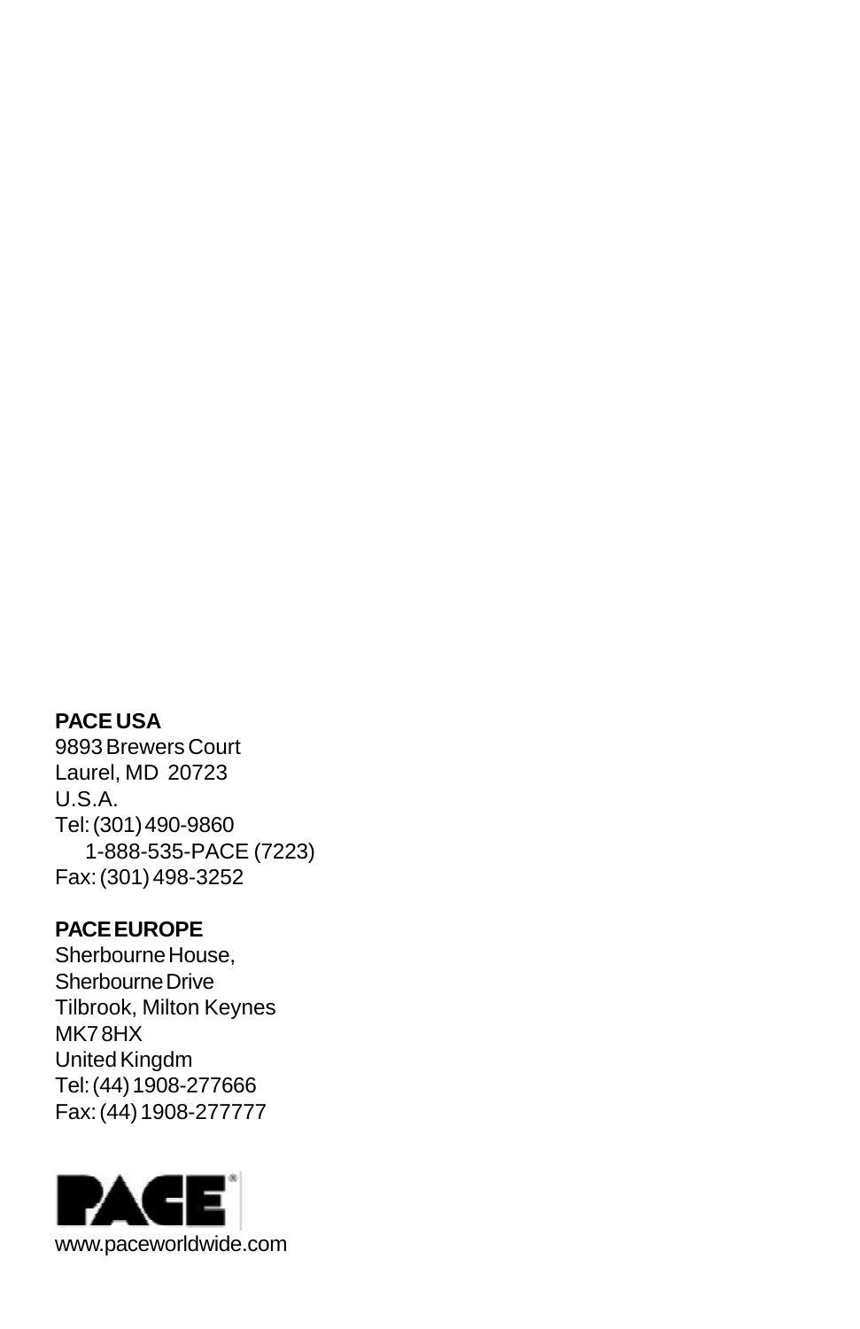**PACE USA**
9893 Brewers Court
Laurel, MD 20723
U.S.A.
Tel: (301) 490-9860
1-888-535-PACE (7223)
Fax: (301) 498-3252

**PACE EUROPE**
Sherbourne House,
Sherbourne Drive
Tilbrook, Milton Keynes
MK7 8HX
United Kingdm
Tel: (44) 1908-277666
Fax: (44) 1908-277777

PACE®
www.paceworldwide.com